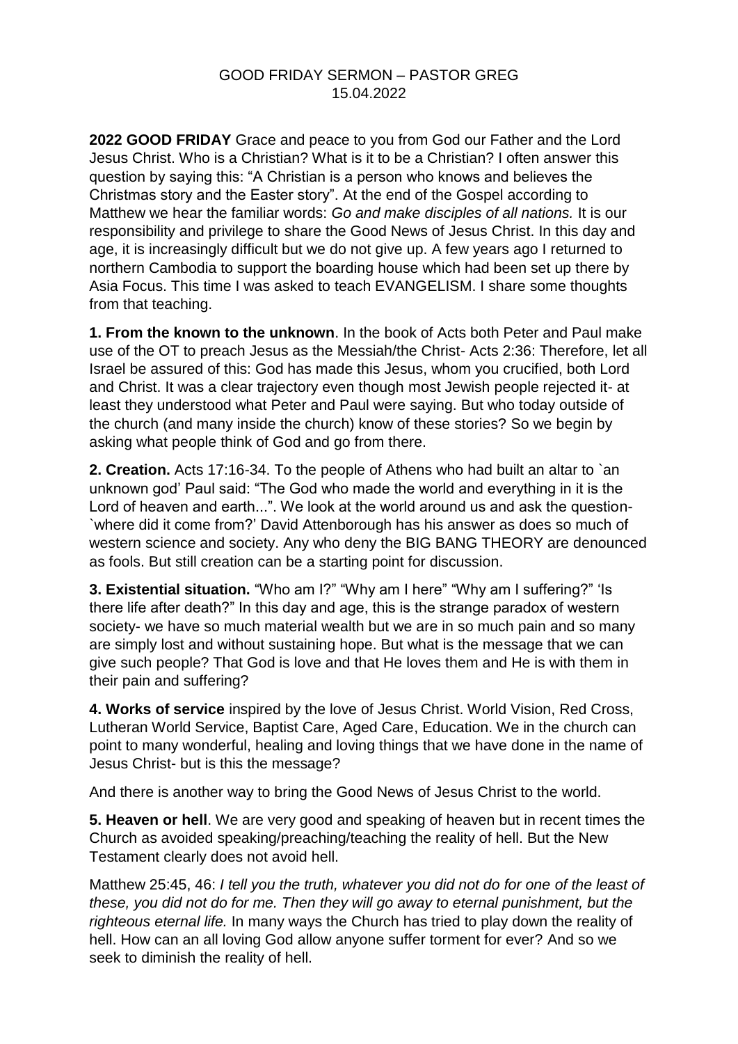GOOD FRIDAY SERMON – PASTOR GREG
15.04.2022

**2022 GOOD FRIDAY** Grace and peace to you from God our Father and the Lord Jesus Christ. Who is a Christian? What is it to be a Christian? I often answer this question by saying this: "A Christian is a person who knows and believes the Christmas story and the Easter story". At the end of the Gospel according to Matthew we hear the familiar words: *Go and make disciples of all nations.* It is our responsibility and privilege to share the Good News of Jesus Christ. In this day and age, it is increasingly difficult but we do not give up. A few years ago I returned to northern Cambodia to support the boarding house which had been set up there by Asia Focus. This time I was asked to teach EVANGELISM. I share some thoughts from that teaching.

**1. From the known to the unknown**. In the book of Acts both Peter and Paul make use of the OT to preach Jesus as the Messiah/the Christ- Acts 2:36: Therefore, let all Israel be assured of this: God has made this Jesus, whom you crucified, both Lord and Christ. It was a clear trajectory even though most Jewish people rejected it- at least they understood what Peter and Paul were saying. But who today outside of the church (and many inside the church) know of these stories? So we begin by asking what people think of God and go from there.

**2. Creation.** Acts 17:16-34. To the people of Athens who had built an altar to `an unknown god' Paul said: "The God who made the world and everything in it is the Lord of heaven and earth...". We look at the world around us and ask the question- `where did it come from?' David Attenborough has his answer as does so much of western science and society. Any who deny the BIG BANG THEORY are denounced as fools. But still creation can be a starting point for discussion.

**3. Existential situation.** "Who am I?" "Why am I here" "Why am I suffering?" 'Is there life after death?" In this day and age, this is the strange paradox of western society- we have so much material wealth but we are in so much pain and so many are simply lost and without sustaining hope. But what is the message that we can give such people? That God is love and that He loves them and He is with them in their pain and suffering?

**4. Works of service** inspired by the love of Jesus Christ. World Vision, Red Cross, Lutheran World Service, Baptist Care, Aged Care, Education. We in the church can point to many wonderful, healing and loving things that we have done in the name of Jesus Christ- but is this the message?

And there is another way to bring the Good News of Jesus Christ to the world.

**5. Heaven or hell**. We are very good and speaking of heaven but in recent times the Church as avoided speaking/preaching/teaching the reality of hell. But the New Testament clearly does not avoid hell.

Matthew 25:45, 46: *I tell you the truth, whatever you did not do for one of the least of these, you did not do for me. Then they will go away to eternal punishment, but the righteous eternal life.* In many ways the Church has tried to play down the reality of hell. How can an all loving God allow anyone suffer torment for ever? And so we seek to diminish the reality of hell.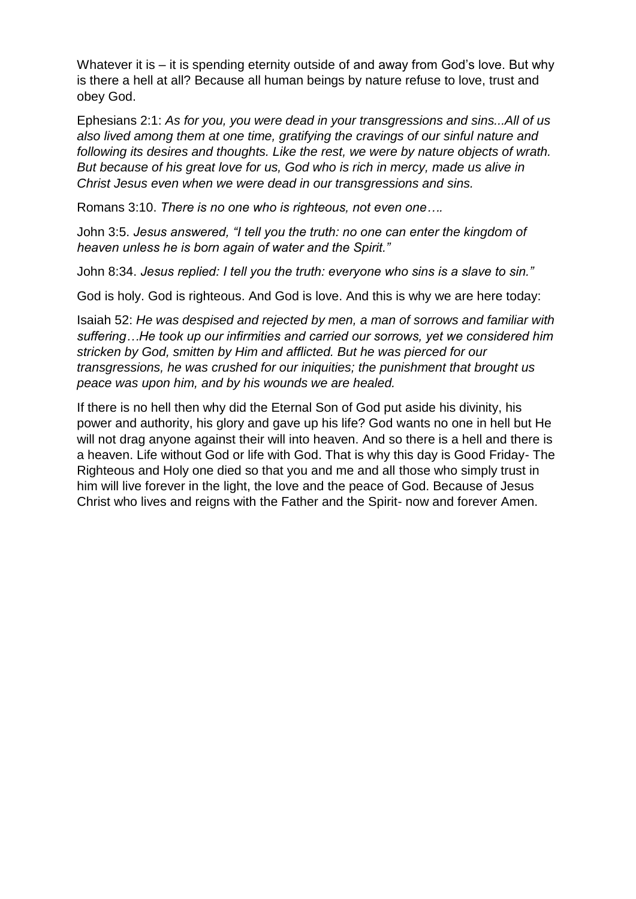Whatever it is – it is spending eternity outside of and away from God's love. But why is there a hell at all? Because all human beings by nature refuse to love, trust and obey God.

Ephesians 2:1: *As for you, you were dead in your transgressions and sins...All of us also lived among them at one time, gratifying the cravings of our sinful nature and following its desires and thoughts. Like the rest, we were by nature objects of wrath. But because of his great love for us, God who is rich in mercy, made us alive in Christ Jesus even when we were dead in our transgressions and sins.*

Romans 3:10. *There is no one who is righteous, not even one….*

John 3:5. *Jesus answered, "I tell you the truth: no one can enter the kingdom of heaven unless he is born again of water and the Spirit."*

John 8:34. *Jesus replied: I tell you the truth: everyone who sins is a slave to sin."*

God is holy. God is righteous. And God is love. And this is why we are here today:

Isaiah 52: *He was despised and rejected by men, a man of sorrows and familiar with suffering…He took up our infirmities and carried our sorrows, yet we considered him stricken by God, smitten by Him and afflicted. But he was pierced for our transgressions, he was crushed for our iniquities; the punishment that brought us peace was upon him, and by his wounds we are healed.*

If there is no hell then why did the Eternal Son of God put aside his divinity, his power and authority, his glory and gave up his life? God wants no one in hell but He will not drag anyone against their will into heaven. And so there is a hell and there is a heaven. Life without God or life with God. That is why this day is Good Friday- The Righteous and Holy one died so that you and me and all those who simply trust in him will live forever in the light, the love and the peace of God. Because of Jesus Christ who lives and reigns with the Father and the Spirit- now and forever Amen.